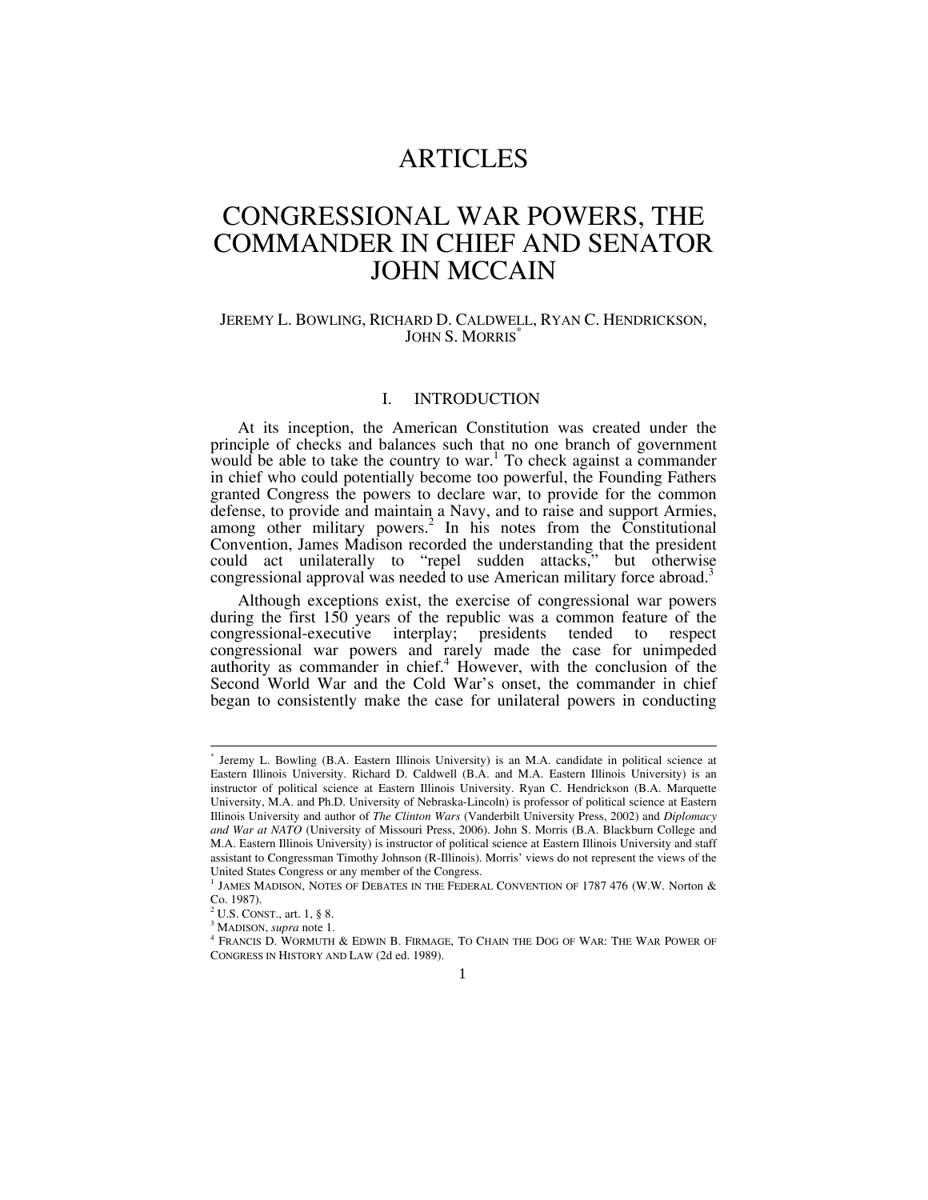# ARTICLES

# CONGRESSIONAL WAR POWERS, THE COMMANDER IN CHIEF AND SENATOR JOHN MCCAIN

JEREMY L. BOWLING, RICHARD D. CALDWELL, RYAN C. HENDRICKSON, JOHN S. MORRIS[*]

## I. INTRODUCTION

At its inception, the American Constitution was created under the principle of checks and balances such that no one branch of government would be able to take the country to war.[1] To check against a commander in chief who could potentially become too powerful, the Founding Fathers granted Congress the powers to declare war, to provide for the common defense, to provide and maintain a Navy, and to raise and support Armies, among other military powers.[2] In his notes from the Constitutional Convention, James Madison recorded the understanding that the president could act unilaterally to "repel sudden attacks," but otherwise congressional approval was needed to use American military force abroad.[3]

Although exceptions exist, the exercise of congressional war powers during the first 150 years of the republic was a common feature of the congressional-executive interplay; presidents tended to respect congressional war powers and rarely made the case for unimpeded authority as commander in chief.[4] However, with the conclusion of the Second World War and the Cold War's onset, the commander in chief began to consistently make the case for unilateral powers in conducting

---

[*] Jeremy L. Bowling (B.A. Eastern Illinois University) is an M.A. candidate in political science at Eastern Illinois University. Richard D. Caldwell (B.A. and M.A. Eastern Illinois University) is an instructor of political science at Eastern Illinois University. Ryan C. Hendrickson (B.A. Marquette University, M.A. and Ph.D. University of Nebraska-Lincoln) is professor of political science at Eastern Illinois University and author of *The Clinton Wars* (Vanderbilt University Press, 2002) and *Diplomacy and War at NATO* (University of Missouri Press, 2006). John S. Morris (B.A. Blackburn College and M.A. Eastern Illinois University) is instructor of political science at Eastern Illinois University and staff assistant to Congressman Timothy Johnson (R-Illinois). Morris' views do not represent the views of the United States Congress or any member of the Congress.

[1] JAMES MADISON, NOTES OF DEBATES IN THE FEDERAL CONVENTION OF 1787 476 (W.W. Norton & Co. 1987).

[2] U.S. CONST., art. 1, § 8.

[3] MADISON, *supra* note 1.

[4] FRANCIS D. WORMUTH & EDWIN B. FIRMAGE, TO CHAIN THE DOG OF WAR: THE WAR POWER OF CONGRESS IN HISTORY AND LAW (2d ed. 1989).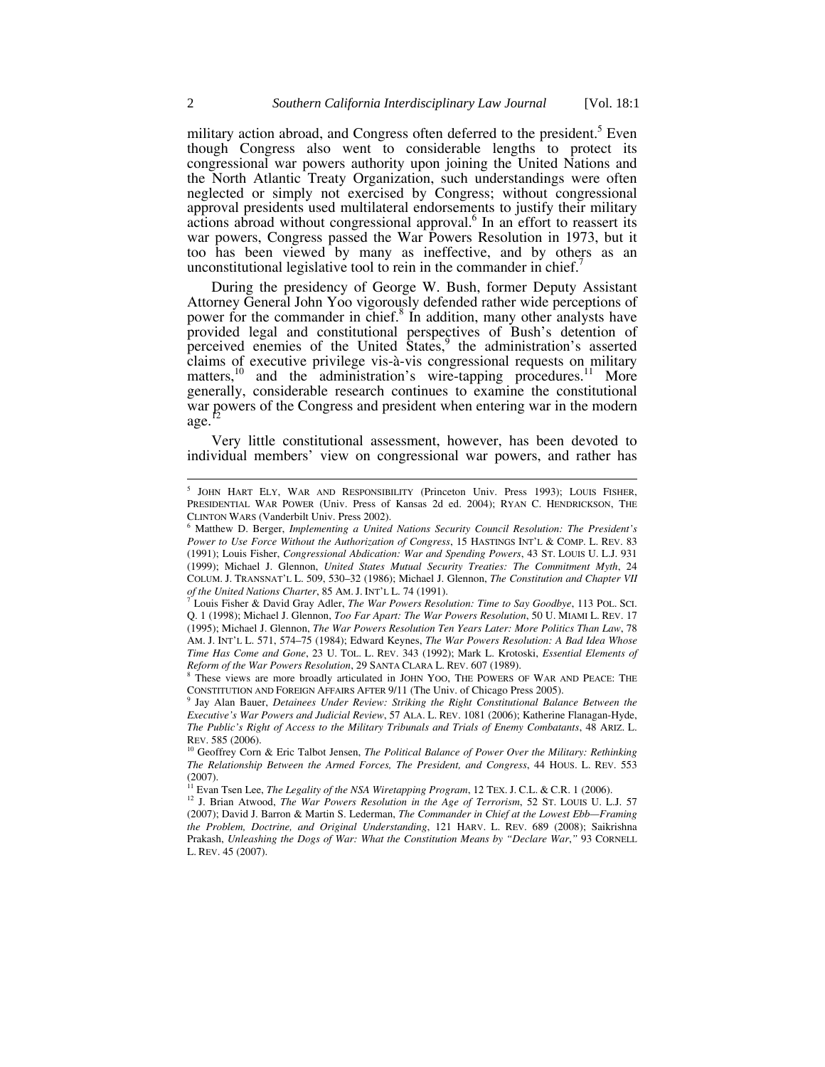military action abroad, and Congress often deferred to the president.[5] Even though Congress also went to considerable lengths to protect its congressional war powers authority upon joining the United Nations and the North Atlantic Treaty Organization, such understandings were often neglected or simply not exercised by Congress; without congressional approval presidents used multilateral endorsements to justify their military actions abroad without congressional approval.[6] In an effort to reassert its war powers, Congress passed the War Powers Resolution in 1973, but it too has been viewed by many as ineffective, and by others as an unconstitutional legislative tool to rein in the commander in chief.[7]

During the presidency of George W. Bush, former Deputy Assistant Attorney General John Yoo vigorously defended rather wide perceptions of power for the commander in chief.[8] In addition, many other analysts have provided legal and constitutional perspectives of Bush's detention of perceived enemies of the United States,[9] the administration's asserted claims of executive privilege vis-à-vis congressional requests on military matters,[10] and the administration's wire-tapping procedures.[11] More generally, considerable research continues to examine the constitutional war powers of the Congress and president when entering war in the modern age.[12]

Very little constitutional assessment, however, has been devoted to individual members' view on congressional war powers, and rather has

---

[5] JOHN HART ELY, WAR AND RESPONSIBILITY (Princeton Univ. Press 1993); LOUIS FISHER, PRESIDENTIAL WAR POWER (Univ. Press of Kansas 2d ed. 2004); RYAN C. HENDRICKSON, THE CLINTON WARS (Vanderbilt Univ. Press 2002).

[6] Matthew D. Berger, *Implementing a United Nations Security Council Resolution: The President's Power to Use Force Without the Authorization of Congress*, 15 HASTINGS INT'L & COMP. L. REV. 83 (1991); Louis Fisher, *Congressional Abdication: War and Spending Powers*, 43 ST. LOUIS U. L.J. 931 (1999); Michael J. Glennon, *United States Mutual Security Treaties: The Commitment Myth*, 24 COLUM. J. TRANSNAT'L L. 509, 530–32 (1986); Michael J. Glennon, *The Constitution and Chapter VII of the United Nations Charter*, 85 AM. J. INT'L L. 74 (1991).

[7] Louis Fisher & David Gray Adler, *The War Powers Resolution: Time to Say Goodbye*, 113 POL. SCI. Q. 1 (1998); Michael J. Glennon, *Too Far Apart: The War Powers Resolution*, 50 U. MIAMI L. REV. 17 (1995); Michael J. Glennon, *The War Powers Resolution Ten Years Later: More Politics Than Law*, 78 AM. J. INT'L L. 571, 574–75 (1984); Edward Keynes, *The War Powers Resolution: A Bad Idea Whose Time Has Come and Gone*, 23 U. TOL. L. REV. 343 (1992); Mark L. Krotoski, *Essential Elements of Reform of the War Powers Resolution*, 29 SANTA CLARA L. REV. 607 (1989).

[8] These views are more broadly articulated in JOHN YOO, THE POWERS OF WAR AND PEACE: THE CONSTITUTION AND FOREIGN AFFAIRS AFTER 9/11 (The Univ. of Chicago Press 2005).

[9] Jay Alan Bauer, *Detainees Under Review: Striking the Right Constitutional Balance Between the Executive's War Powers and Judicial Review*, 57 ALA. L. REV. 1081 (2006); Katherine Flanagan-Hyde, *The Public's Right of Access to the Military Tribunals and Trials of Enemy Combatants*, 48 ARIZ. L. REV. 585 (2006).

[10] Geoffrey Corn & Eric Talbot Jensen, *The Political Balance of Power Over the Military: Rethinking The Relationship Between the Armed Forces, The President, and Congress*, 44 HOUS. L. REV. 553 (2007).

[11] Evan Tsen Lee, *The Legality of the NSA Wiretapping Program*, 12 TEX. J. C.L. & C.R. 1 (2006).

[12] J. Brian Atwood, *The War Powers Resolution in the Age of Terrorism*, 52 ST. LOUIS U. L.J. 57 (2007); David J. Barron & Martin S. Lederman, *The Commander in Chief at the Lowest Ebb—Framing the Problem, Doctrine, and Original Understanding*, 121 HARV. L. REV. 689 (2008); Saikrishna Prakash, *Unleashing the Dogs of War: What the Constitution Means by "Declare War*,*"* 93 CORNELL L. REV. 45 (2007).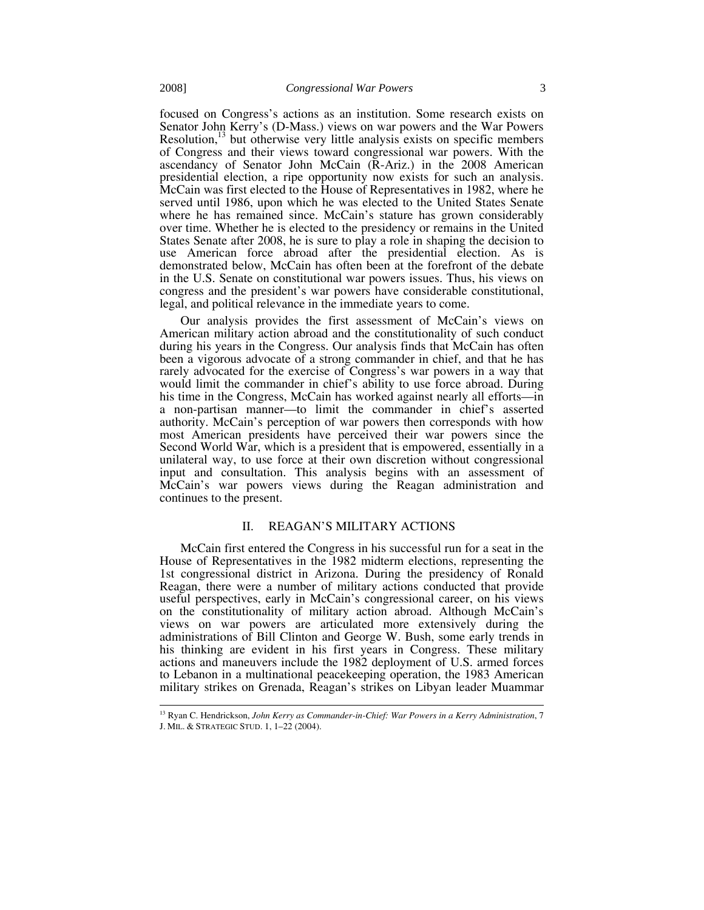focused on Congress's actions as an institution. Some research exists on Senator John Kerry's (D-Mass.) views on war powers and the War Powers Resolution,[13] but otherwise very little analysis exists on specific members of Congress and their views toward congressional war powers. With the ascendancy of Senator John McCain (R-Ariz.) in the 2008 American presidential election, a ripe opportunity now exists for such an analysis. McCain was first elected to the House of Representatives in 1982, where he served until 1986, upon which he was elected to the United States Senate where he has remained since. McCain's stature has grown considerably over time. Whether he is elected to the presidency or remains in the United States Senate after 2008, he is sure to play a role in shaping the decision to use American force abroad after the presidential election. As is demonstrated below, McCain has often been at the forefront of the debate in the U.S. Senate on constitutional war powers issues. Thus, his views on congress and the president's war powers have considerable constitutional, legal, and political relevance in the immediate years to come.

Our analysis provides the first assessment of McCain's views on American military action abroad and the constitutionality of such conduct during his years in the Congress. Our analysis finds that McCain has often been a vigorous advocate of a strong commander in chief, and that he has rarely advocated for the exercise of Congress's war powers in a way that would limit the commander in chief's ability to use force abroad. During his time in the Congress, McCain has worked against nearly all efforts—in a non-partisan manner—to limit the commander in chief's asserted authority. McCain's perception of war powers then corresponds with how most American presidents have perceived their war powers since the Second World War, which is a president that is empowered, essentially in a unilateral way, to use force at their own discretion without congressional input and consultation. This analysis begins with an assessment of McCain's war powers views during the Reagan administration and continues to the present.

## II. REAGAN'S MILITARY ACTIONS

McCain first entered the Congress in his successful run for a seat in the House of Representatives in the 1982 midterm elections, representing the 1st congressional district in Arizona. During the presidency of Ronald Reagan, there were a number of military actions conducted that provide useful perspectives, early in McCain's congressional career, on his views on the constitutionality of military action abroad. Although McCain's views on war powers are articulated more extensively during the administrations of Bill Clinton and George W. Bush, some early trends in his thinking are evident in his first years in Congress. These military actions and maneuvers include the 1982 deployment of U.S. armed forces to Lebanon in a multinational peacekeeping operation, the 1983 American military strikes on Grenada, Reagan's strikes on Libyan leader Muammar

---

[13] Ryan C. Hendrickson, *John Kerry as Commander-in-Chief: War Powers in a Kerry Administration*, 7 J. MIL. & STRATEGIC STUD. 1, 1–22 (2004).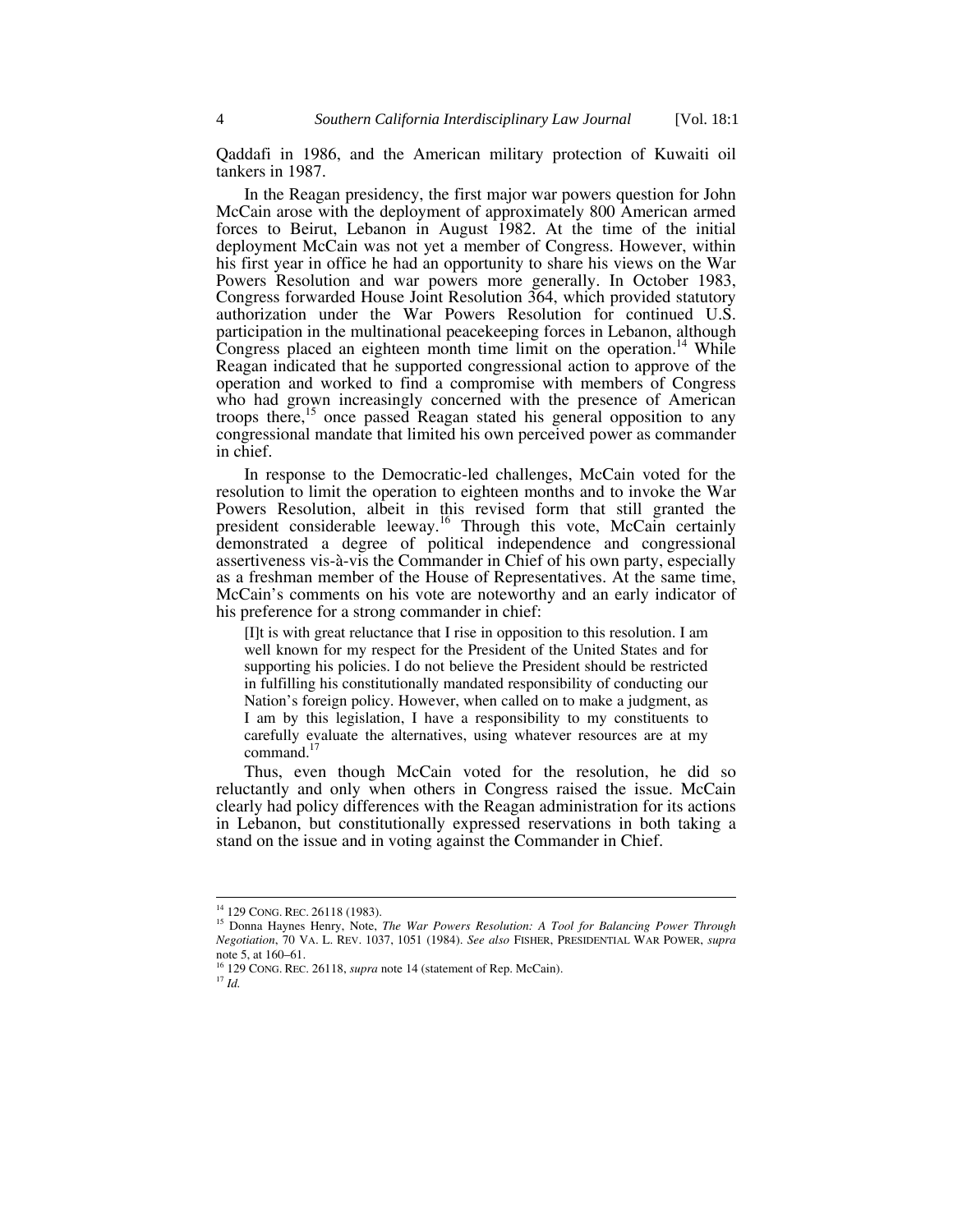Qaddafi in 1986, and the American military protection of Kuwaiti oil tankers in 1987.

In the Reagan presidency, the first major war powers question for John McCain arose with the deployment of approximately 800 American armed forces to Beirut, Lebanon in August 1982. At the time of the initial deployment McCain was not yet a member of Congress. However, within his first year in office he had an opportunity to share his views on the War Powers Resolution and war powers more generally. In October 1983, Congress forwarded House Joint Resolution 364, which provided statutory authorization under the War Powers Resolution for continued U.S. participation in the multinational peacekeeping forces in Lebanon, although Congress placed an eighteen month time limit on the operation.[14] While Reagan indicated that he supported congressional action to approve of the operation and worked to find a compromise with members of Congress who had grown increasingly concerned with the presence of American troops there,[15] once passed Reagan stated his general opposition to any congressional mandate that limited his own perceived power as commander in chief.

In response to the Democratic-led challenges, McCain voted for the resolution to limit the operation to eighteen months and to invoke the War Powers Resolution, albeit in this revised form that still granted the president considerable leeway.[16] Through this vote, McCain certainly demonstrated a degree of political independence and congressional assertiveness vis-à-vis the Commander in Chief of his own party, especially as a freshman member of the House of Representatives. At the same time, McCain's comments on his vote are noteworthy and an early indicator of his preference for a strong commander in chief:

> [I]t is with great reluctance that I rise in opposition to this resolution. I am well known for my respect for the President of the United States and for supporting his policies. I do not believe the President should be restricted in fulfilling his constitutionally mandated responsibility of conducting our Nation's foreign policy. However, when called on to make a judgment, as I am by this legislation, I have a responsibility to my constituents to carefully evaluate the alternatives, using whatever resources are at my command.[17]

Thus, even though McCain voted for the resolution, he did so reluctantly and only when others in Congress raised the issue. McCain clearly had policy differences with the Reagan administration for its actions in Lebanon, but constitutionally expressed reservations in both taking a stand on the issue and in voting against the Commander in Chief.

---

[14] 129 CONG. REC. 26118 (1983).

[15] Donna Haynes Henry, Note, *The War Powers Resolution: A Tool for Balancing Power Through Negotiation*, 70 VA. L. REV. 1037, 1051 (1984). *See also* FISHER, PRESIDENTIAL WAR POWER, *supra* note 5, at 160–61.

[16] 129 CONG. REC. 26118, *supra* note 14 (statement of Rep. McCain).

[17] *Id.*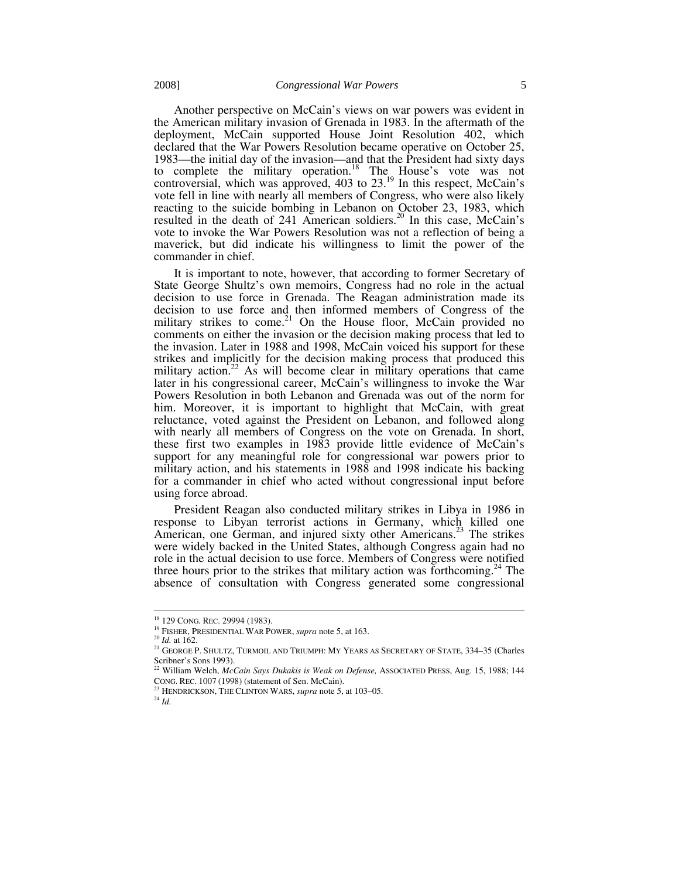Another perspective on McCain's views on war powers was evident in the American military invasion of Grenada in 1983. In the aftermath of the deployment, McCain supported House Joint Resolution 402, which declared that the War Powers Resolution became operative on October 25, 1983—the initial day of the invasion—and that the President had sixty days to complete the military operation.[18] The House's vote was not controversial, which was approved, 403 to 23.[19] In this respect, McCain's vote fell in line with nearly all members of Congress, who were also likely reacting to the suicide bombing in Lebanon on October 23, 1983, which resulted in the death of 241 American soldiers.[20] In this case, McCain's vote to invoke the War Powers Resolution was not a reflection of being a maverick, but did indicate his willingness to limit the power of the commander in chief.

It is important to note, however, that according to former Secretary of State George Shultz's own memoirs, Congress had no role in the actual decision to use force in Grenada. The Reagan administration made its decision to use force and then informed members of Congress of the military strikes to come.[21] On the House floor, McCain provided no comments on either the invasion or the decision making process that led to the invasion. Later in 1988 and 1998, McCain voiced his support for these strikes and implicitly for the decision making process that produced this military action.[22] As will become clear in military operations that came later in his congressional career, McCain's willingness to invoke the War Powers Resolution in both Lebanon and Grenada was out of the norm for him. Moreover, it is important to highlight that McCain, with great reluctance, voted against the President on Lebanon, and followed along with nearly all members of Congress on the vote on Grenada. In short, these first two examples in 1983 provide little evidence of McCain's support for any meaningful role for congressional war powers prior to military action, and his statements in 1988 and 1998 indicate his backing for a commander in chief who acted without congressional input before using force abroad.

President Reagan also conducted military strikes in Libya in 1986 in response to Libyan terrorist actions in Germany, which killed one American, one German, and injured sixty other Americans.[23] The strikes were widely backed in the United States, although Congress again had no role in the actual decision to use force. Members of Congress were notified three hours prior to the strikes that military action was forthcoming.[24] The absence of consultation with Congress generated some congressional

---

[18] 129 CONG. REC. 29994 (1983).

[19] FISHER, PRESIDENTIAL WAR POWER, *supra* note 5, at 163.

[20] *Id.* at 162.

[21] GEORGE P. SHULTZ, TURMOIL AND TRIUMPH: MY YEARS AS SECRETARY OF STATE, 334–35 (Charles Scribner's Sons 1993).

[22] William Welch, *McCain Says Dukakis is Weak on Defense,* ASSOCIATED PRESS, Aug. 15, 1988; 144 CONG. REC. 1007 (1998) (statement of Sen. McCain).

[23] HENDRICKSON, THE CLINTON WARS, *supra* note 5, at 103–05.

[24] *Id.*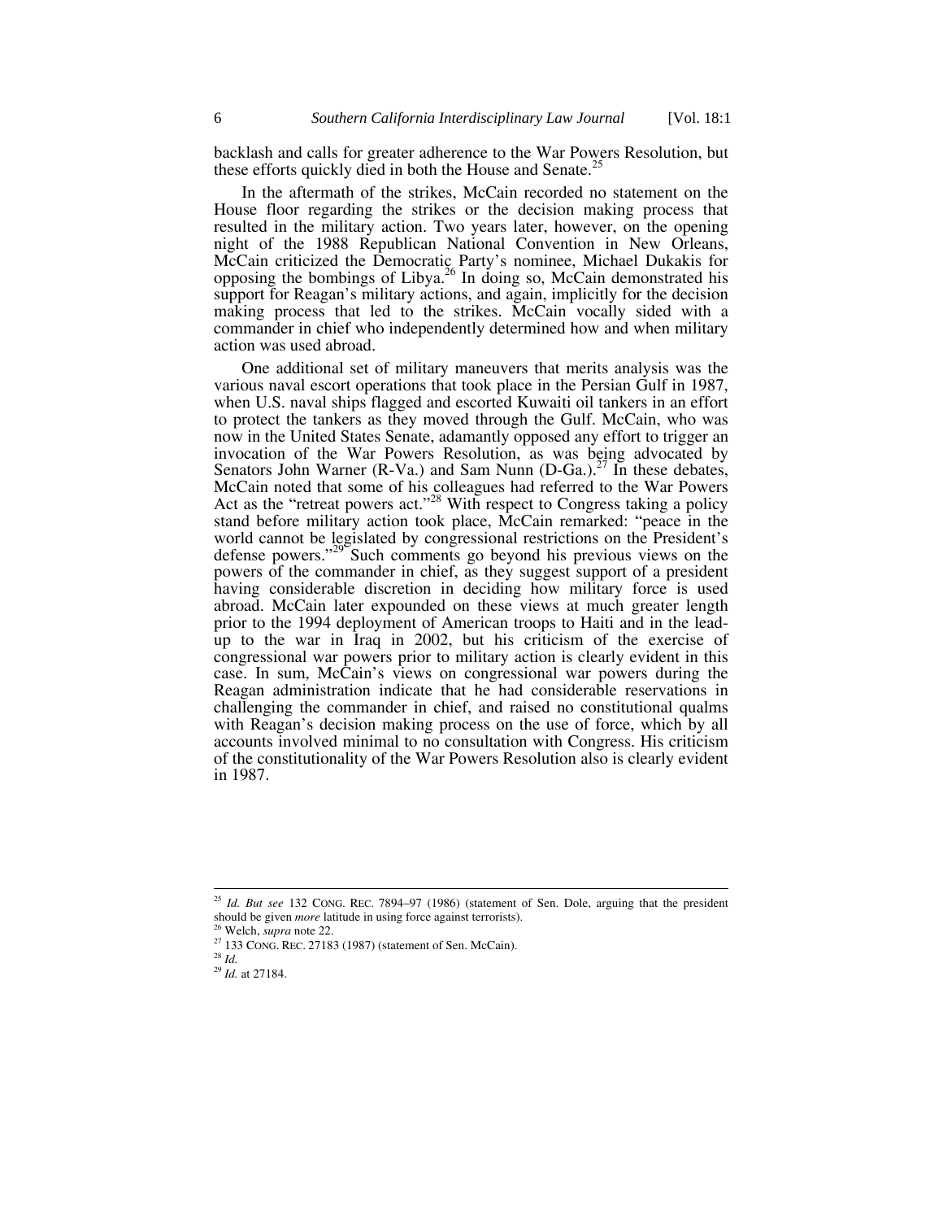backlash and calls for greater adherence to the War Powers Resolution, but these efforts quickly died in both the House and Senate.[25]

In the aftermath of the strikes, McCain recorded no statement on the House floor regarding the strikes or the decision making process that resulted in the military action. Two years later, however, on the opening night of the 1988 Republican National Convention in New Orleans, McCain criticized the Democratic Party's nominee, Michael Dukakis for opposing the bombings of Libya.[26] In doing so, McCain demonstrated his support for Reagan's military actions, and again, implicitly for the decision making process that led to the strikes. McCain vocally sided with a commander in chief who independently determined how and when military action was used abroad.

One additional set of military maneuvers that merits analysis was the various naval escort operations that took place in the Persian Gulf in 1987, when U.S. naval ships flagged and escorted Kuwaiti oil tankers in an effort to protect the tankers as they moved through the Gulf. McCain, who was now in the United States Senate, adamantly opposed any effort to trigger an invocation of the War Powers Resolution, as was being advocated by Senators John Warner (R-Va.) and Sam Nunn (D-Ga.).[27] In these debates, McCain noted that some of his colleagues had referred to the War Powers Act as the "retreat powers act."[28] With respect to Congress taking a policy stand before military action took place, McCain remarked: "peace in the world cannot be legislated by congressional restrictions on the President's defense powers."[29] Such comments go beyond his previous views on the powers of the commander in chief, as they suggest support of a president having considerable discretion in deciding how military force is used abroad. McCain later expounded on these views at much greater length prior to the 1994 deployment of American troops to Haiti and in the lead-up to the war in Iraq in 2002, but his criticism of the exercise of congressional war powers prior to military action is clearly evident in this case. In sum, McCain's views on congressional war powers during the Reagan administration indicate that he had considerable reservations in challenging the commander in chief, and raised no constitutional qualms with Reagan's decision making process on the use of force, which by all accounts involved minimal to no consultation with Congress. His criticism of the constitutionality of the War Powers Resolution also is clearly evident in 1987.

---

[25] *Id. But see* 132 CONG. REC. 7894–97 (1986) (statement of Sen. Dole, arguing that the president should be given *more* latitude in using force against terrorists).

[26] Welch, *supra* note 22.

[27] 133 CONG. REC. 27183 (1987) (statement of Sen. McCain).

[28] *Id.*

[29] *Id.* at 27184.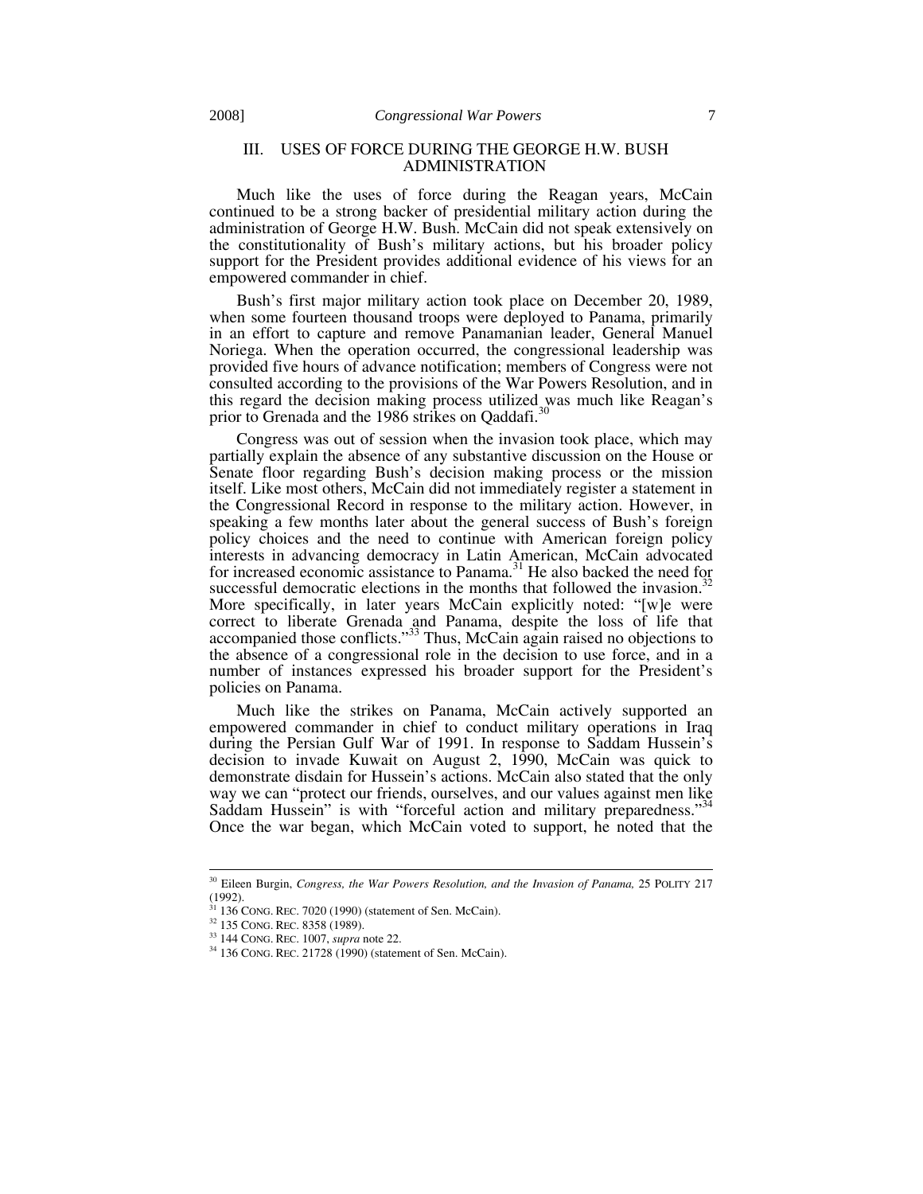## III. USES OF FORCE DURING THE GEORGE H.W. BUSH ADMINISTRATION

Much like the uses of force during the Reagan years, McCain continued to be a strong backer of presidential military action during the administration of George H.W. Bush. McCain did not speak extensively on the constitutionality of Bush's military actions, but his broader policy support for the President provides additional evidence of his views for an empowered commander in chief.

Bush's first major military action took place on December 20, 1989, when some fourteen thousand troops were deployed to Panama, primarily in an effort to capture and remove Panamanian leader, General Manuel Noriega. When the operation occurred, the congressional leadership was provided five hours of advance notification; members of Congress were not consulted according to the provisions of the War Powers Resolution, and in this regard the decision making process utilized was much like Reagan's prior to Grenada and the 1986 strikes on Qaddafi.[30]

Congress was out of session when the invasion took place, which may partially explain the absence of any substantive discussion on the House or Senate floor regarding Bush's decision making process or the mission itself. Like most others, McCain did not immediately register a statement in the Congressional Record in response to the military action. However, in speaking a few months later about the general success of Bush's foreign policy choices and the need to continue with American foreign policy interests in advancing democracy in Latin American, McCain advocated for increased economic assistance to Panama.[31] He also backed the need for successful democratic elections in the months that followed the invasion.[32] More specifically, in later years McCain explicitly noted: "[w]e were correct to liberate Grenada and Panama, despite the loss of life that accompanied those conflicts."[33] Thus, McCain again raised no objections to the absence of a congressional role in the decision to use force, and in a number of instances expressed his broader support for the President's policies on Panama.

Much like the strikes on Panama, McCain actively supported an empowered commander in chief to conduct military operations in Iraq during the Persian Gulf War of 1991. In response to Saddam Hussein's decision to invade Kuwait on August 2, 1990, McCain was quick to demonstrate disdain for Hussein's actions. McCain also stated that the only way we can "protect our friends, ourselves, and our values against men like Saddam Hussein" is with "forceful action and military preparedness."[34] Once the war began, which McCain voted to support, he noted that the

---

[30] Eileen Burgin, *Congress, the War Powers Resolution, and the Invasion of Panama,* 25 POLITY 217 (1992).

[31] 136 CONG. REC. 7020 (1990) (statement of Sen. McCain).

[32] 135 CONG. REC. 8358 (1989).

[33] 144 CONG. REC. 1007, *supra* note 22.

[34] 136 CONG. REC. 21728 (1990) (statement of Sen. McCain).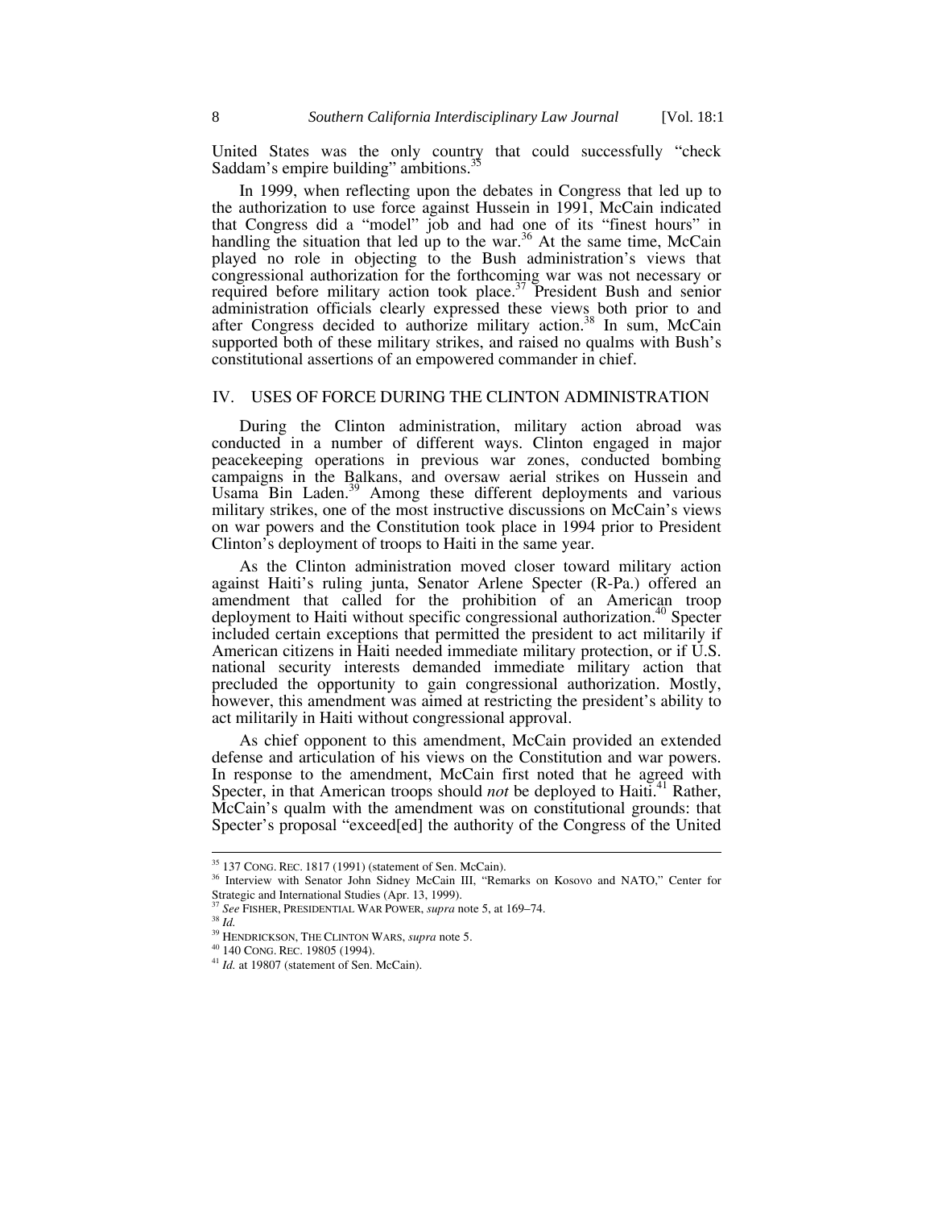United States was the only country that could successfully "check Saddam's empire building" ambitions.[35]

In 1999, when reflecting upon the debates in Congress that led up to the authorization to use force against Hussein in 1991, McCain indicated that Congress did a "model" job and had one of its "finest hours" in handling the situation that led up to the war.[36] At the same time, McCain played no role in objecting to the Bush administration's views that congressional authorization for the forthcoming war was not necessary or required before military action took place.[37] President Bush and senior administration officials clearly expressed these views both prior to and after Congress decided to authorize military action.[38] In sum, McCain supported both of these military strikes, and raised no qualms with Bush's constitutional assertions of an empowered commander in chief.

## IV. USES OF FORCE DURING THE CLINTON ADMINISTRATION

During the Clinton administration, military action abroad was conducted in a number of different ways. Clinton engaged in major peacekeeping operations in previous war zones, conducted bombing campaigns in the Balkans, and oversaw aerial strikes on Hussein and Usama Bin Laden.[39] Among these different deployments and various military strikes, one of the most instructive discussions on McCain's views on war powers and the Constitution took place in 1994 prior to President Clinton's deployment of troops to Haiti in the same year.

As the Clinton administration moved closer toward military action against Haiti's ruling junta, Senator Arlene Specter (R-Pa.) offered an amendment that called for the prohibition of an American troop deployment to Haiti without specific congressional authorization.[40] Specter included certain exceptions that permitted the president to act militarily if American citizens in Haiti needed immediate military protection, or if U.S. national security interests demanded immediate military action that precluded the opportunity to gain congressional authorization. Mostly, however, this amendment was aimed at restricting the president's ability to act militarily in Haiti without congressional approval.

As chief opponent to this amendment, McCain provided an extended defense and articulation of his views on the Constitution and war powers. In response to the amendment, McCain first noted that he agreed with Specter, in that American troops should *not* be deployed to Haiti.[41] Rather, McCain's qualm with the amendment was on constitutional grounds: that Specter's proposal "exceed[ed] the authority of the Congress of the United

---

[35] 137 CONG. REC. 1817 (1991) (statement of Sen. McCain).

[36] Interview with Senator John Sidney McCain III, "Remarks on Kosovo and NATO," Center for Strategic and International Studies (Apr. 13, 1999).

[37] *See* FISHER, PRESIDENTIAL WAR POWER, *supra* note 5, at 169–74.

[38] *Id.*

[39] HENDRICKSON, THE CLINTON WARS, *supra* note 5.

[40] 140 CONG. REC. 19805 (1994).

[41] *Id.* at 19807 (statement of Sen. McCain).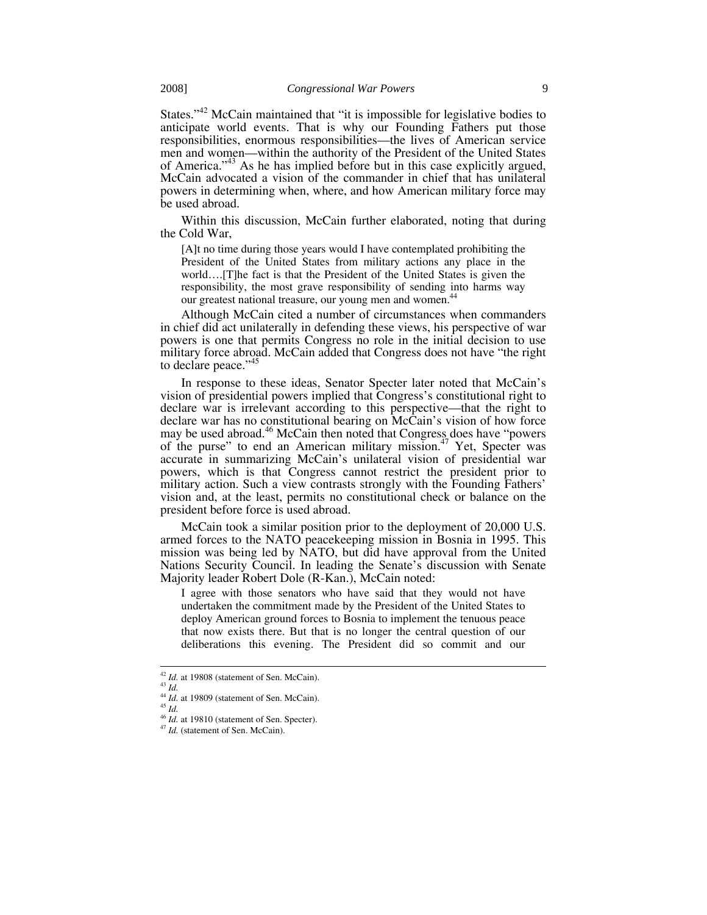States."[42] McCain maintained that "it is impossible for legislative bodies to anticipate world events. That is why our Founding Fathers put those responsibilities, enormous responsibilities—the lives of American service men and women—within the authority of the President of the United States of America."[43] As he has implied before but in this case explicitly argued, McCain advocated a vision of the commander in chief that has unilateral powers in determining when, where, and how American military force may be used abroad.

Within this discussion, McCain further elaborated, noting that during the Cold War,

> [A]t no time during those years would I have contemplated prohibiting the President of the United States from military actions any place in the world….[T]he fact is that the President of the United States is given the responsibility, the most grave responsibility of sending into harms way our greatest national treasure, our young men and women.[44]

Although McCain cited a number of circumstances when commanders in chief did act unilaterally in defending these views, his perspective of war powers is one that permits Congress no role in the initial decision to use military force abroad. McCain added that Congress does not have "the right to declare peace."[45]

In response to these ideas, Senator Specter later noted that McCain's vision of presidential powers implied that Congress's constitutional right to declare war is irrelevant according to this perspective—that the right to declare war has no constitutional bearing on McCain's vision of how force may be used abroad.[46] McCain then noted that Congress does have "powers of the purse" to end an American military mission.[47] Yet, Specter was accurate in summarizing McCain's unilateral vision of presidential war powers, which is that Congress cannot restrict the president prior to military action. Such a view contrasts strongly with the Founding Fathers' vision and, at the least, permits no constitutional check or balance on the president before force is used abroad.

McCain took a similar position prior to the deployment of 20,000 U.S. armed forces to the NATO peacekeeping mission in Bosnia in 1995. This mission was being led by NATO, but did have approval from the United Nations Security Council. In leading the Senate's discussion with Senate Majority leader Robert Dole (R-Kan.), McCain noted:

> I agree with those senators who have said that they would not have undertaken the commitment made by the President of the United States to deploy American ground forces to Bosnia to implement the tenuous peace that now exists there. But that is no longer the central question of our deliberations this evening. The President did so commit and our

---

[42] *Id.* at 19808 (statement of Sen. McCain).
[43] *Id.*
[44] *Id.* at 19809 (statement of Sen. McCain).
[45] *Id.*
[46] *Id.* at 19810 (statement of Sen. Specter).
[47] *Id.* (statement of Sen. McCain).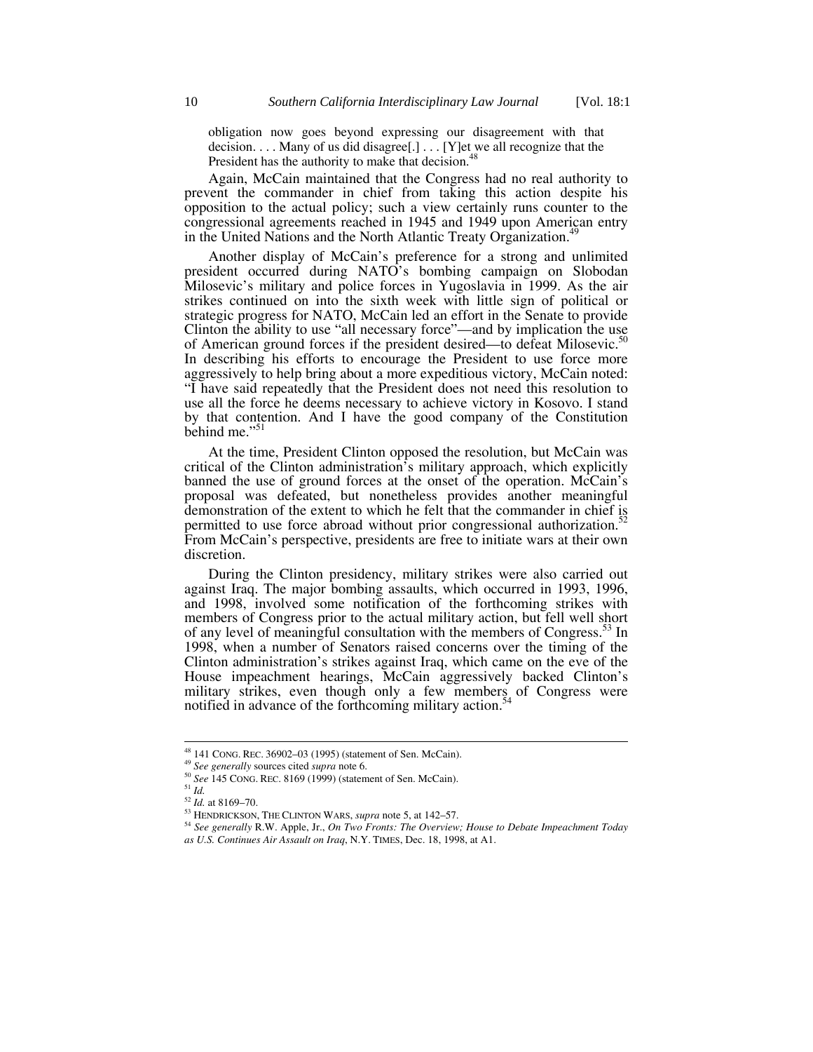> obligation now goes beyond expressing our disagreement with that decision. . . . Many of us did disagree[.] . . . [Y]et we all recognize that the President has the authority to make that decision.[48]

Again, McCain maintained that the Congress had no real authority to prevent the commander in chief from taking this action despite his opposition to the actual policy; such a view certainly runs counter to the congressional agreements reached in 1945 and 1949 upon American entry in the United Nations and the North Atlantic Treaty Organization.[49]

Another display of McCain's preference for a strong and unlimited president occurred during NATO's bombing campaign on Slobodan Milosevic's military and police forces in Yugoslavia in 1999. As the air strikes continued on into the sixth week with little sign of political or strategic progress for NATO, McCain led an effort in the Senate to provide Clinton the ability to use "all necessary force"—and by implication the use of American ground forces if the president desired—to defeat Milosevic.[50] In describing his efforts to encourage the President to use force more aggressively to help bring about a more expeditious victory, McCain noted: "I have said repeatedly that the President does not need this resolution to use all the force he deems necessary to achieve victory in Kosovo. I stand by that contention. And I have the good company of the Constitution behind me."[51]

At the time, President Clinton opposed the resolution, but McCain was critical of the Clinton administration's military approach, which explicitly banned the use of ground forces at the onset of the operation. McCain's proposal was defeated, but nonetheless provides another meaningful demonstration of the extent to which he felt that the commander in chief is permitted to use force abroad without prior congressional authorization.[52] From McCain's perspective, presidents are free to initiate wars at their own discretion.

During the Clinton presidency, military strikes were also carried out against Iraq. The major bombing assaults, which occurred in 1993, 1996, and 1998, involved some notification of the forthcoming strikes with members of Congress prior to the actual military action, but fell well short of any level of meaningful consultation with the members of Congress.[53] In 1998, when a number of Senators raised concerns over the timing of the Clinton administration's strikes against Iraq, which came on the eve of the House impeachment hearings, McCain aggressively backed Clinton's military strikes, even though only a few members of Congress were notified in advance of the forthcoming military action.[54]

---

[48] 141 CONG. REC. 36902–03 (1995) (statement of Sen. McCain).

[49] *See generally* sources cited *supra* note 6.

[50] *See* 145 CONG. REC. 8169 (1999) (statement of Sen. McCain).

[51] *Id.*

[52] *Id.* at 8169–70.

[53] HENDRICKSON, THE CLINTON WARS, *supra* note 5, at 142–57.

[54] *See generally* R.W. Apple, Jr., *On Two Fronts: The Overview; House to Debate Impeachment Today as U.S. Continues Air Assault on Iraq*, N.Y. TIMES, Dec. 18, 1998, at A1.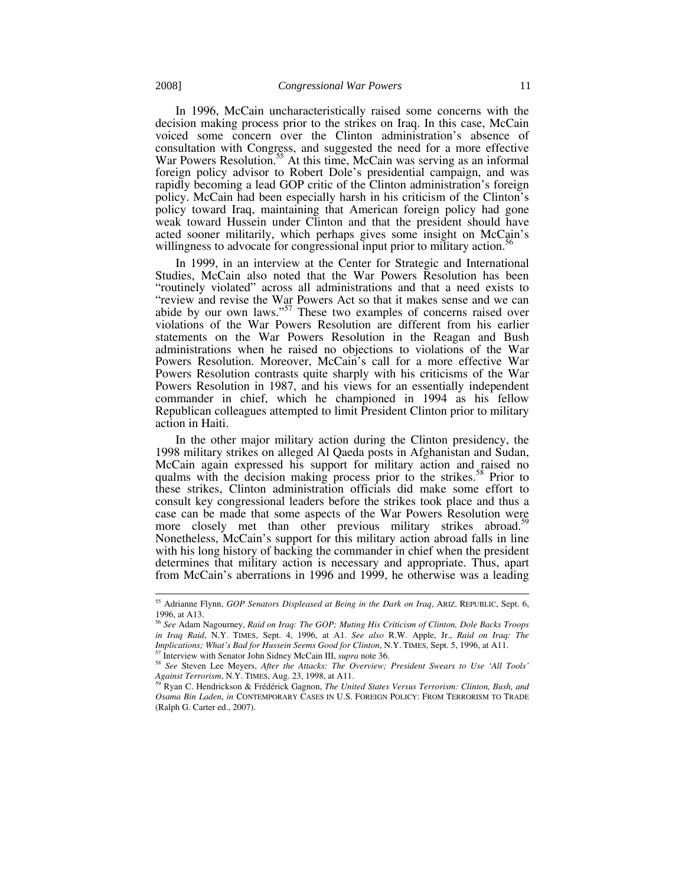In 1996, McCain uncharacteristically raised some concerns with the decision making process prior to the strikes on Iraq. In this case, McCain voiced some concern over the Clinton administration's absence of consultation with Congress, and suggested the need for a more effective War Powers Resolution.[55] At this time, McCain was serving as an informal foreign policy advisor to Robert Dole's presidential campaign, and was rapidly becoming a lead GOP critic of the Clinton administration's foreign policy. McCain had been especially harsh in his criticism of the Clinton's policy toward Iraq, maintaining that American foreign policy had gone weak toward Hussein under Clinton and that the president should have acted sooner militarily, which perhaps gives some insight on McCain's willingness to advocate for congressional input prior to military action.[56]

In 1999, in an interview at the Center for Strategic and International Studies, McCain also noted that the War Powers Resolution has been "routinely violated" across all administrations and that a need exists to "review and revise the War Powers Act so that it makes sense and we can abide by our own laws."[57] These two examples of concerns raised over violations of the War Powers Resolution are different from his earlier statements on the War Powers Resolution in the Reagan and Bush administrations when he raised no objections to violations of the War Powers Resolution. Moreover, McCain's call for a more effective War Powers Resolution contrasts quite sharply with his criticisms of the War Powers Resolution in 1987, and his views for an essentially independent commander in chief, which he championed in 1994 as his fellow Republican colleagues attempted to limit President Clinton prior to military action in Haiti.

In the other major military action during the Clinton presidency, the 1998 military strikes on alleged Al Qaeda posts in Afghanistan and Sudan, McCain again expressed his support for military action and raised no qualms with the decision making process prior to the strikes.[58] Prior to these strikes, Clinton administration officials did make some effort to consult key congressional leaders before the strikes took place and thus a case can be made that some aspects of the War Powers Resolution were more closely met than other previous military strikes abroad.[59] Nonetheless, McCain's support for this military action abroad falls in line with his long history of backing the commander in chief when the president determines that military action is necessary and appropriate. Thus, apart from McCain's aberrations in 1996 and 1999, he otherwise was a leading

---

[55] Adrianne Flynn, *GOP Senators Displeased at Being in the Dark on Iraq*, ARIZ. REPUBLIC, Sept. 6, 1996, at A13.

[56] *See* Adam Nagourney, *Raid on Iraq: The GOP; Muting His Criticism of Clinton, Dole Backs Troops in Iraq Raid*, N.Y. TIMES, Sept. 4, 1996, at A1. *See also* R.W. Apple, Jr., *Raid on Iraq: The Implications; What's Bad for Hussein Seems Good for Clinton*, N.Y. TIMES, Sept. 5, 1996, at A11.

[57] Interview with Senator John Sidney McCain III, *supra* note 36.

[58] *See* Steven Lee Meyers, *After the Attacks: The Overview; President Swears to Use 'All Tools' Against Terrorism*, N.Y. TIMES, Aug. 23, 1998, at A11.

[59] Ryan C. Hendrickson & Frédérick Gagnon, *The United States Versus Terrorism: Clinton, Bush, and Osama Bin Laden*, *in* CONTEMPORARY CASES IN U.S. FOREIGN POLICY: FROM TERRORISM TO TRADE (Ralph G. Carter ed., 2007).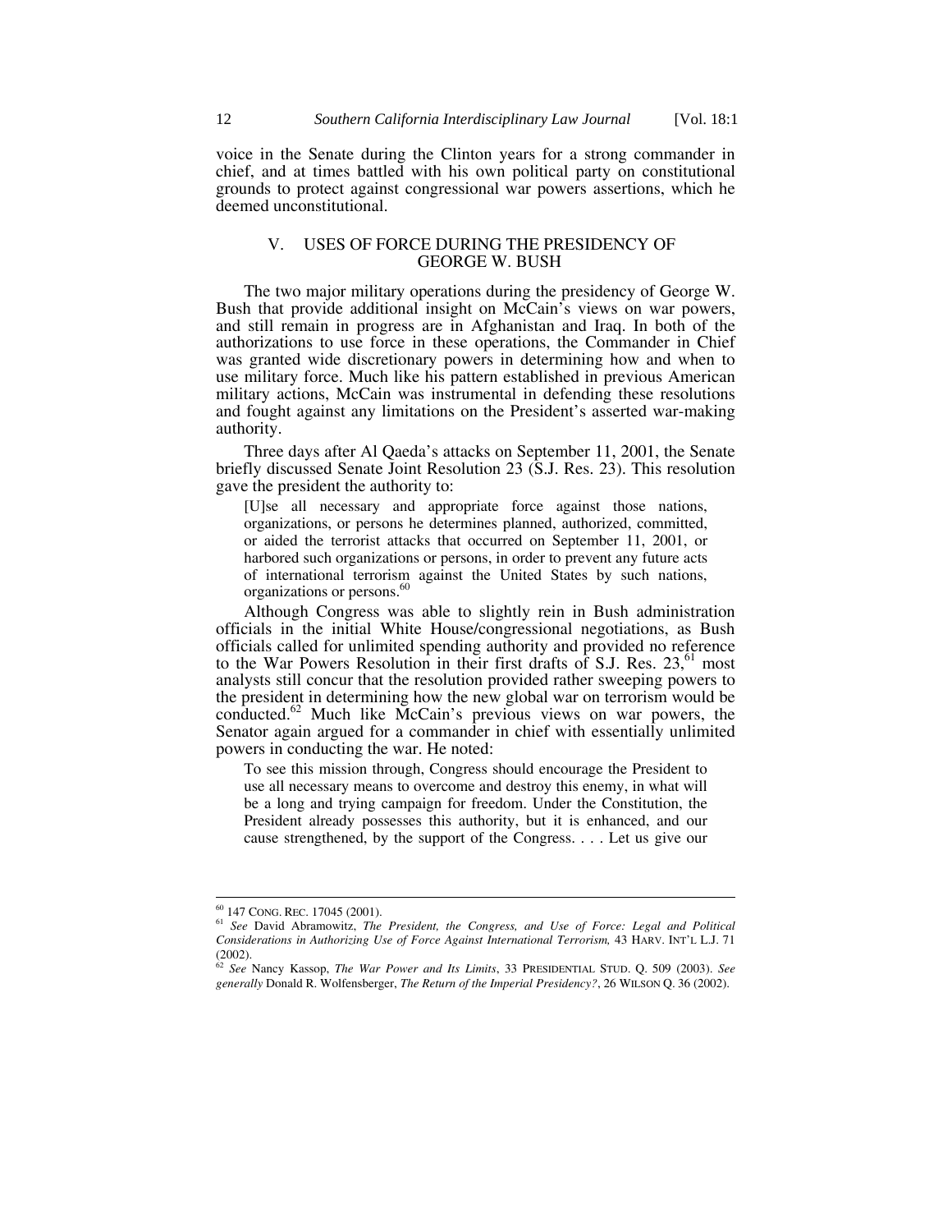voice in the Senate during the Clinton years for a strong commander in chief, and at times battled with his own political party on constitutional grounds to protect against congressional war powers assertions, which he deemed unconstitutional.

## V. USES OF FORCE DURING THE PRESIDENCY OF GEORGE W. BUSH

The two major military operations during the presidency of George W. Bush that provide additional insight on McCain's views on war powers, and still remain in progress are in Afghanistan and Iraq. In both of the authorizations to use force in these operations, the Commander in Chief was granted wide discretionary powers in determining how and when to use military force. Much like his pattern established in previous American military actions, McCain was instrumental in defending these resolutions and fought against any limitations on the President's asserted war-making authority.

Three days after Al Qaeda's attacks on September 11, 2001, the Senate briefly discussed Senate Joint Resolution 23 (S.J. Res. 23). This resolution gave the president the authority to:

> [U]se all necessary and appropriate force against those nations, organizations, or persons he determines planned, authorized, committed, or aided the terrorist attacks that occurred on September 11, 2001, or harbored such organizations or persons, in order to prevent any future acts of international terrorism against the United States by such nations, organizations or persons.[60]

Although Congress was able to slightly rein in Bush administration officials in the initial White House/congressional negotiations, as Bush officials called for unlimited spending authority and provided no reference to the War Powers Resolution in their first drafts of S.J. Res. 23,[61] most analysts still concur that the resolution provided rather sweeping powers to the president in determining how the new global war on terrorism would be conducted.[62] Much like McCain's previous views on war powers, the Senator again argued for a commander in chief with essentially unlimited powers in conducting the war. He noted:

> To see this mission through, Congress should encourage the President to use all necessary means to overcome and destroy this enemy, in what will be a long and trying campaign for freedom. Under the Constitution, the President already possesses this authority, but it is enhanced, and our cause strengthened, by the support of the Congress. . . . Let us give our

---

[60] 147 CONG. REC. 17045 (2001).

[61] *See* David Abramowitz, *The President, the Congress, and Use of Force: Legal and Political Considerations in Authorizing Use of Force Against International Terrorism,* 43 HARV. INT'L L.J. 71 (2002).

[62] *See* Nancy Kassop, *The War Power and Its Limits*, 33 PRESIDENTIAL STUD. Q. 509 (2003). *See generally* Donald R. Wolfensberger, *The Return of the Imperial Presidency?*, 26 WILSON Q. 36 (2002).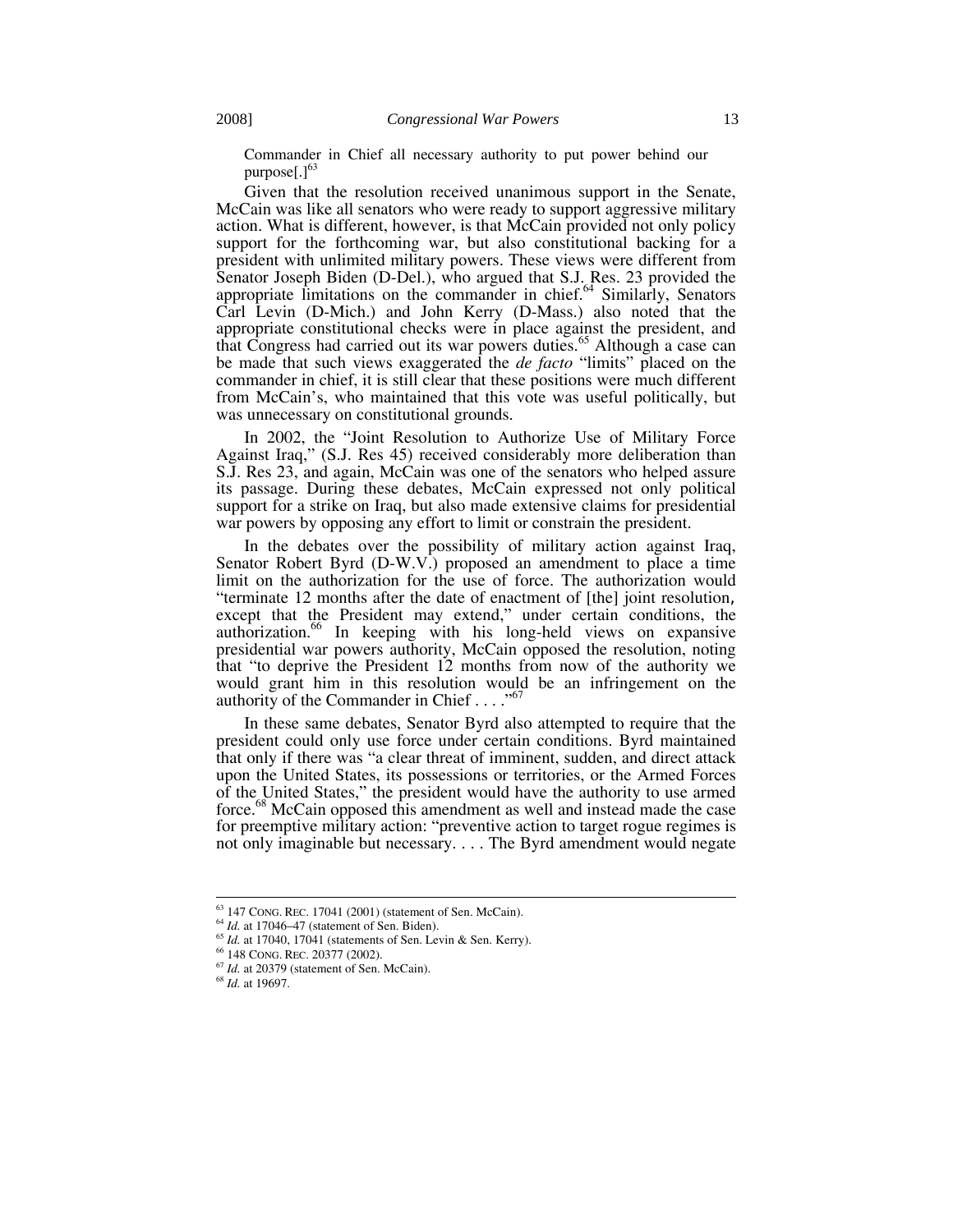Commander in Chief all necessary authority to put power behind our purpose[.][63]

Given that the resolution received unanimous support in the Senate, McCain was like all senators who were ready to support aggressive military action. What is different, however, is that McCain provided not only policy support for the forthcoming war, but also constitutional backing for a president with unlimited military powers. These views were different from Senator Joseph Biden (D-Del.), who argued that S.J. Res. 23 provided the appropriate limitations on the commander in chief.[64] Similarly, Senators Carl Levin (D-Mich.) and John Kerry (D-Mass.) also noted that the appropriate constitutional checks were in place against the president, and that Congress had carried out its war powers duties.[65] Although a case can be made that such views exaggerated the *de facto* "limits" placed on the commander in chief, it is still clear that these positions were much different from McCain's, who maintained that this vote was useful politically, but was unnecessary on constitutional grounds.

In 2002, the "Joint Resolution to Authorize Use of Military Force Against Iraq," (S.J. Res 45) received considerably more deliberation than S.J. Res 23, and again, McCain was one of the senators who helped assure its passage. During these debates, McCain expressed not only political support for a strike on Iraq, but also made extensive claims for presidential war powers by opposing any effort to limit or constrain the president.

In the debates over the possibility of military action against Iraq, Senator Robert Byrd (D-W.V.) proposed an amendment to place a time limit on the authorization for the use of force. The authorization would "terminate 12 months after the date of enactment of [the] joint resolution, except that the President may extend," under certain conditions, the authorization.[66] In keeping with his long-held views on expansive presidential war powers authority, McCain opposed the resolution, noting that "to deprive the President 12 months from now of the authority we would grant him in this resolution would be an infringement on the authority of the Commander in Chief . . . ."[67]

In these same debates, Senator Byrd also attempted to require that the president could only use force under certain conditions. Byrd maintained that only if there was "a clear threat of imminent, sudden, and direct attack upon the United States, its possessions or territories, or the Armed Forces of the United States," the president would have the authority to use armed force.[68] McCain opposed this amendment as well and instead made the case for preemptive military action: "preventive action to target rogue regimes is not only imaginable but necessary. . . . The Byrd amendment would negate

---

[63] 147 CONG. REC. 17041 (2001) (statement of Sen. McCain).
[64] *Id.* at 17046–47 (statement of Sen. Biden).
[65] *Id.* at 17040, 17041 (statements of Sen. Levin & Sen. Kerry).
[66] 148 CONG. REC. 20377 (2002).
[67] *Id.* at 20379 (statement of Sen. McCain).
[68] *Id.* at 19697.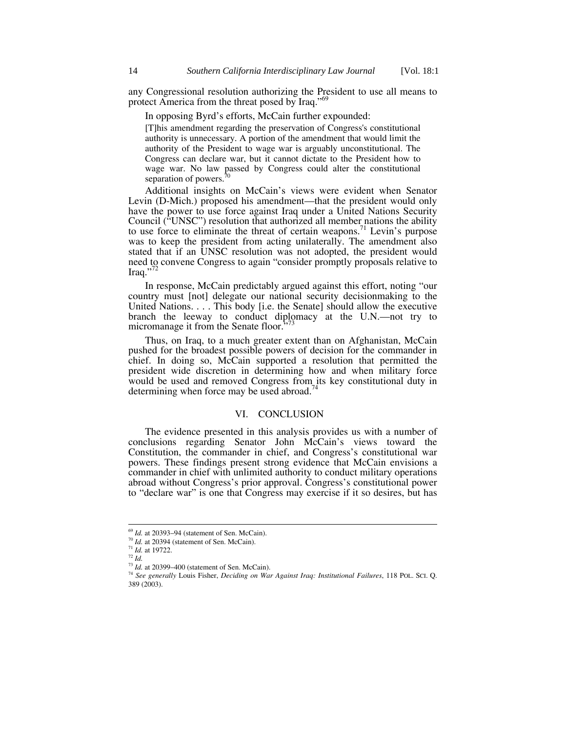any Congressional resolution authorizing the President to use all means to protect America from the threat posed by Iraq."[69]

In opposing Byrd's efforts, McCain further expounded:

> [T]his amendment regarding the preservation of Congress's constitutional authority is unnecessary. A portion of the amendment that would limit the authority of the President to wage war is arguably unconstitutional. The Congress can declare war, but it cannot dictate to the President how to wage war. No law passed by Congress could alter the constitutional separation of powers.[70]

Additional insights on McCain's views were evident when Senator Levin (D-Mich.) proposed his amendment—that the president would only have the power to use force against Iraq under a United Nations Security Council ("UNSC") resolution that authorized all member nations the ability to use force to eliminate the threat of certain weapons.[71] Levin's purpose was to keep the president from acting unilaterally. The amendment also stated that if an UNSC resolution was not adopted, the president would need to convene Congress to again "consider promptly proposals relative to Iraq."[72]

In response, McCain predictably argued against this effort, noting "our country must [not] delegate our national security decisionmaking to the United Nations. . . . This body [i.e. the Senate] should allow the executive branch the leeway to conduct diplomacy at the U.N.—not try to micromanage it from the Senate floor."[73]

Thus, on Iraq, to a much greater extent than on Afghanistan, McCain pushed for the broadest possible powers of decision for the commander in chief. In doing so, McCain supported a resolution that permitted the president wide discretion in determining how and when military force would be used and removed Congress from its key constitutional duty in determining when force may be used abroad.[74]

## VI. CONCLUSION

The evidence presented in this analysis provides us with a number of conclusions regarding Senator John McCain's views toward the Constitution, the commander in chief, and Congress's constitutional war powers. These findings present strong evidence that McCain envisions a commander in chief with unlimited authority to conduct military operations abroad without Congress's prior approval. Congress's constitutional power to "declare war" is one that Congress may exercise if it so desires, but has

---

[69] *Id.* at 20393–94 (statement of Sen. McCain).

[70] *Id.* at 20394 (statement of Sen. McCain).

[71] *Id.* at 19722.

[72] *Id.*

[73] *Id.* at 20399–400 (statement of Sen. McCain).

[74] *See generally* Louis Fisher, *Deciding on War Against Iraq: Institutional Failures*, 118 POL. SCI. Q. 389 (2003).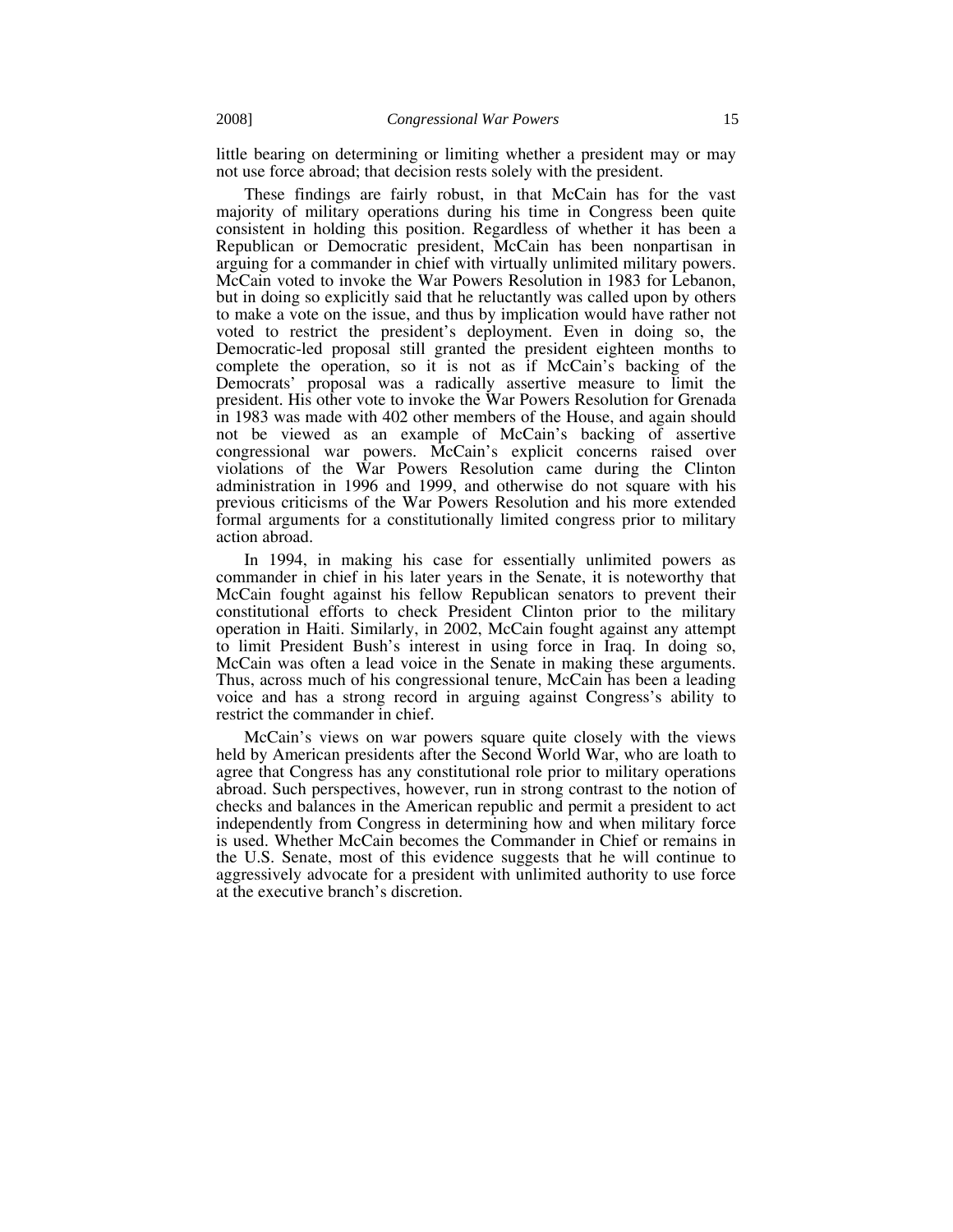little bearing on determining or limiting whether a president may or may not use force abroad; that decision rests solely with the president.

These findings are fairly robust, in that McCain has for the vast majority of military operations during his time in Congress been quite consistent in holding this position. Regardless of whether it has been a Republican or Democratic president, McCain has been nonpartisan in arguing for a commander in chief with virtually unlimited military powers. McCain voted to invoke the War Powers Resolution in 1983 for Lebanon, but in doing so explicitly said that he reluctantly was called upon by others to make a vote on the issue, and thus by implication would have rather not voted to restrict the president's deployment. Even in doing so, the Democratic-led proposal still granted the president eighteen months to complete the operation, so it is not as if McCain's backing of the Democrats' proposal was a radically assertive measure to limit the president. His other vote to invoke the War Powers Resolution for Grenada in 1983 was made with 402 other members of the House, and again should not be viewed as an example of McCain's backing of assertive congressional war powers. McCain's explicit concerns raised over violations of the War Powers Resolution came during the Clinton administration in 1996 and 1999, and otherwise do not square with his previous criticisms of the War Powers Resolution and his more extended formal arguments for a constitutionally limited congress prior to military action abroad.

In 1994, in making his case for essentially unlimited powers as commander in chief in his later years in the Senate, it is noteworthy that McCain fought against his fellow Republican senators to prevent their constitutional efforts to check President Clinton prior to the military operation in Haiti. Similarly, in 2002, McCain fought against any attempt to limit President Bush's interest in using force in Iraq. In doing so, McCain was often a lead voice in the Senate in making these arguments. Thus, across much of his congressional tenure, McCain has been a leading voice and has a strong record in arguing against Congress's ability to restrict the commander in chief.

McCain's views on war powers square quite closely with the views held by American presidents after the Second World War, who are loath to agree that Congress has any constitutional role prior to military operations abroad. Such perspectives, however, run in strong contrast to the notion of checks and balances in the American republic and permit a president to act independently from Congress in determining how and when military force is used. Whether McCain becomes the Commander in Chief or remains in the U.S. Senate, most of this evidence suggests that he will continue to aggressively advocate for a president with unlimited authority to use force at the executive branch's discretion.